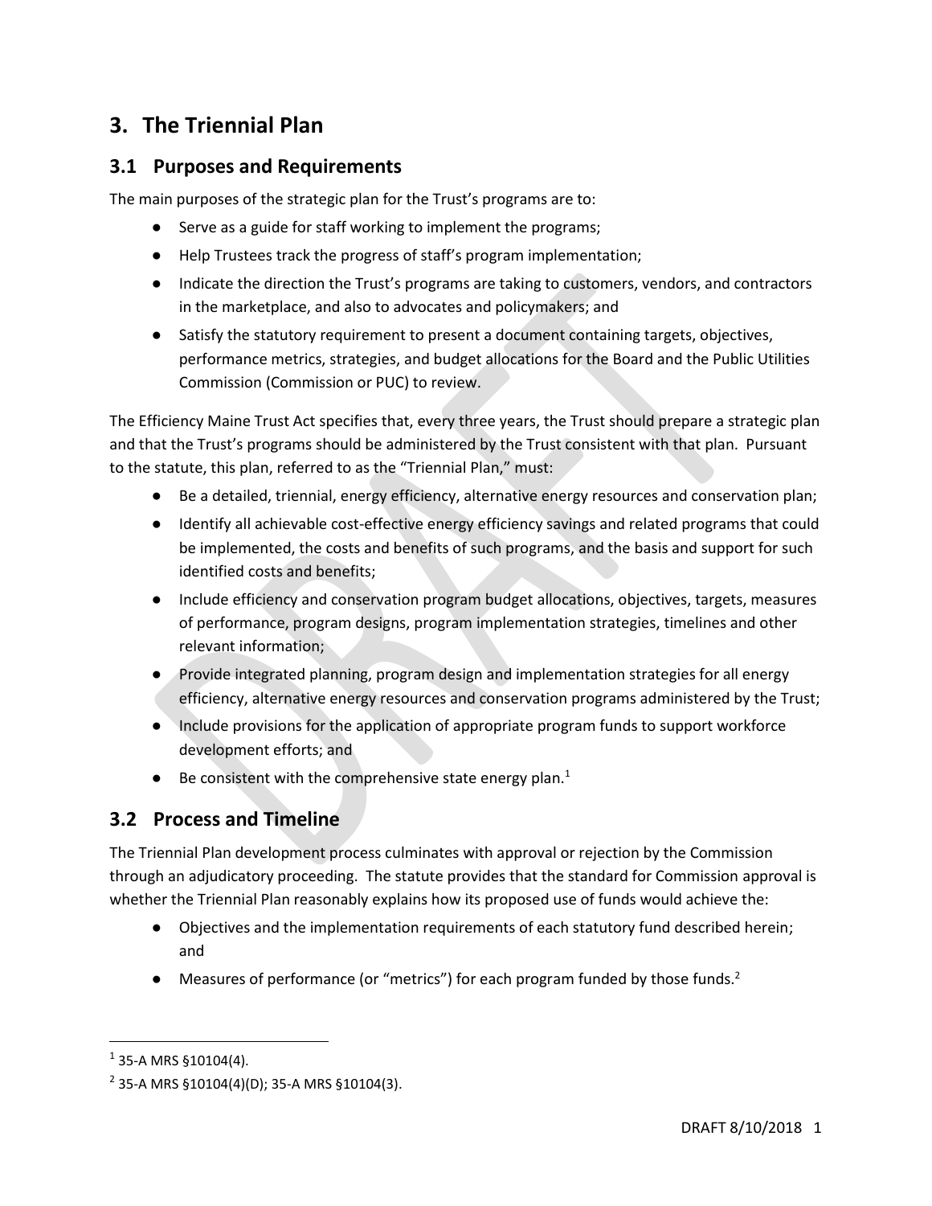# 3. The Triennial Plan

## 3.1 Purposes and Requirements

The main purposes of the strategic plan for the Trust's programs are to:

- Serve as a guide for staff working to implement the programs;
- Help Trustees track the progress of staff's program implementation;
- Indicate the direction the Trust's programs are taking to customers, vendors, and contractors in the marketplace, and also to advocates and policymakers; and
- Satisfy the statutory requirement to present a document containing targets, objectives, performance metrics, strategies, and budget allocations for the Board and the Public Utilities Commission (Commission or PUC) to review.

The Efficiency Maine Trust Act specifies that, every three years, the Trust should prepare a strategic plan and that the Trust's programs should be administered by the Trust consistent with that plan. Pursuant to the statute, this plan, referred to as the "Triennial Plan," must:

- Be a detailed, triennial, energy efficiency, alternative energy resources and conservation plan;
- Identify all achievable cost-effective energy efficiency savings and related programs that could be implemented, the costs and benefits of such programs, and the basis and support for such identified costs and benefits;
- Include efficiency and conservation program budget allocations, objectives, targets, measures of performance, program designs, program implementation strategies, timelines and other relevant information;
- Provide integrated planning, program design and implementation strategies for all energy efficiency, alternative energy resources and conservation programs administered by the Trust;
- Include provisions for the application of appropriate program funds to support workforce development efforts; and
- Be consistent with the comprehensive state energy plan.[1]

## 3.2 Process and Timeline

The Triennial Plan development process culminates with approval or rejection by the Commission through an adjudicatory proceeding. The statute provides that the standard for Commission approval is whether the Triennial Plan reasonably explains how its proposed use of funds would achieve the:

- Objectives and the implementation requirements of each statutory fund described herein; and
- Measures of performance (or "metrics") for each program funded by those funds.[2]

---

[1] 35-A MRS §10104(4).

[2] 35-A MRS §10104(4)(D); 35-A MRS §10104(3).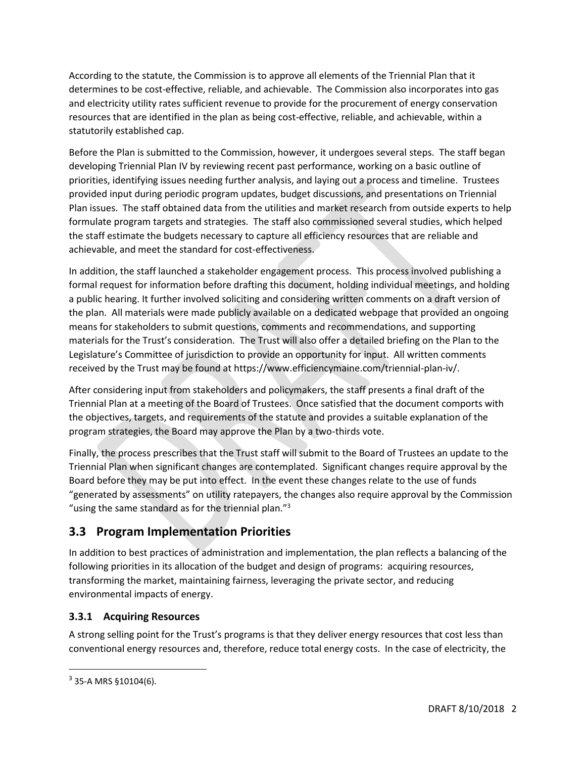According to the statute, the Commission is to approve all elements of the Triennial Plan that it determines to be cost-effective, reliable, and achievable. The Commission also incorporates into gas and electricity utility rates sufficient revenue to provide for the procurement of energy conservation resources that are identified in the plan as being cost-effective, reliable, and achievable, within a statutorily established cap.

Before the Plan is submitted to the Commission, however, it undergoes several steps. The staff began developing Triennial Plan IV by reviewing recent past performance, working on a basic outline of priorities, identifying issues needing further analysis, and laying out a process and timeline. Trustees provided input during periodic program updates, budget discussions, and presentations on Triennial Plan issues. The staff obtained data from the utilities and market research from outside experts to help formulate program targets and strategies. The staff also commissioned several studies, which helped the staff estimate the budgets necessary to capture all efficiency resources that are reliable and achievable, and meet the standard for cost-effectiveness.

In addition, the staff launched a stakeholder engagement process. This process involved publishing a formal request for information before drafting this document, holding individual meetings, and holding a public hearing. It further involved soliciting and considering written comments on a draft version of the plan. All materials were made publicly available on a dedicated webpage that provided an ongoing means for stakeholders to submit questions, comments and recommendations, and supporting materials for the Trust's consideration. The Trust will also offer a detailed briefing on the Plan to the Legislature's Committee of jurisdiction to provide an opportunity for input. All written comments received by the Trust may be found at https://www.efficiencymaine.com/triennial-plan-iv/.

After considering input from stakeholders and policymakers, the staff presents a final draft of the Triennial Plan at a meeting of the Board of Trustees. Once satisfied that the document comports with the objectives, targets, and requirements of the statute and provides a suitable explanation of the program strategies, the Board may approve the Plan by a two-thirds vote.

Finally, the process prescribes that the Trust staff will submit to the Board of Trustees an update to the Triennial Plan when significant changes are contemplated. Significant changes require approval by the Board before they may be put into effect. In the event these changes relate to the use of funds "generated by assessments" on utility ratepayers, the changes also require approval by the Commission "using the same standard as for the triennial plan."[3]

## 3.3 Program Implementation Priorities

In addition to best practices of administration and implementation, the plan reflects a balancing of the following priorities in its allocation of the budget and design of programs: acquiring resources, transforming the market, maintaining fairness, leveraging the private sector, and reducing environmental impacts of energy.

### 3.3.1 Acquiring Resources

A strong selling point for the Trust's programs is that they deliver energy resources that cost less than conventional energy resources and, therefore, reduce total energy costs. In the case of electricity, the

[3] 35-A MRS §10104(6).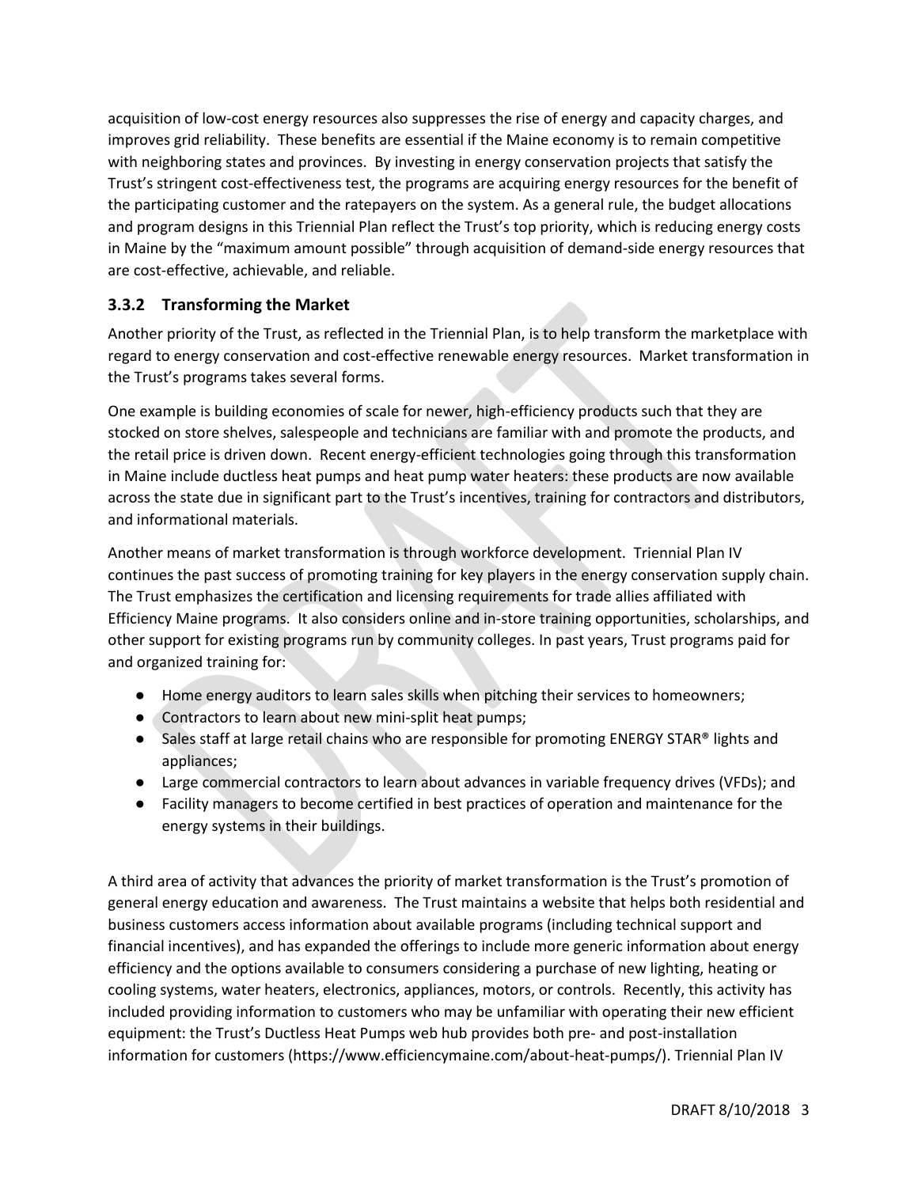acquisition of low-cost energy resources also suppresses the rise of energy and capacity charges, and improves grid reliability. These benefits are essential if the Maine economy is to remain competitive with neighboring states and provinces. By investing in energy conservation projects that satisfy the Trust's stringent cost-effectiveness test, the programs are acquiring energy resources for the benefit of the participating customer and the ratepayers on the system. As a general rule, the budget allocations and program designs in this Triennial Plan reflect the Trust's top priority, which is reducing energy costs in Maine by the "maximum amount possible" through acquisition of demand-side energy resources that are cost-effective, achievable, and reliable.

### 3.3.2 Transforming the Market

Another priority of the Trust, as reflected in the Triennial Plan, is to help transform the marketplace with regard to energy conservation and cost-effective renewable energy resources. Market transformation in the Trust's programs takes several forms.

One example is building economies of scale for newer, high-efficiency products such that they are stocked on store shelves, salespeople and technicians are familiar with and promote the products, and the retail price is driven down. Recent energy-efficient technologies going through this transformation in Maine include ductless heat pumps and heat pump water heaters: these products are now available across the state due in significant part to the Trust's incentives, training for contractors and distributors, and informational materials.

Another means of market transformation is through workforce development. Triennial Plan IV continues the past success of promoting training for key players in the energy conservation supply chain. The Trust emphasizes the certification and licensing requirements for trade allies affiliated with Efficiency Maine programs. It also considers online and in-store training opportunities, scholarships, and other support for existing programs run by community colleges. In past years, Trust programs paid for and organized training for:

- Home energy auditors to learn sales skills when pitching their services to homeowners;
- Contractors to learn about new mini-split heat pumps;
- Sales staff at large retail chains who are responsible for promoting ENERGY STAR® lights and appliances;
- Large commercial contractors to learn about advances in variable frequency drives (VFDs); and
- Facility managers to become certified in best practices of operation and maintenance for the energy systems in their buildings.

A third area of activity that advances the priority of market transformation is the Trust's promotion of general energy education and awareness. The Trust maintains a website that helps both residential and business customers access information about available programs (including technical support and financial incentives), and has expanded the offerings to include more generic information about energy efficiency and the options available to consumers considering a purchase of new lighting, heating or cooling systems, water heaters, electronics, appliances, motors, or controls. Recently, this activity has included providing information to customers who may be unfamiliar with operating their new efficient equipment: the Trust's Ductless Heat Pumps web hub provides both pre- and post-installation information for customers (https://www.efficiencymaine.com/about-heat-pumps/). Triennial Plan IV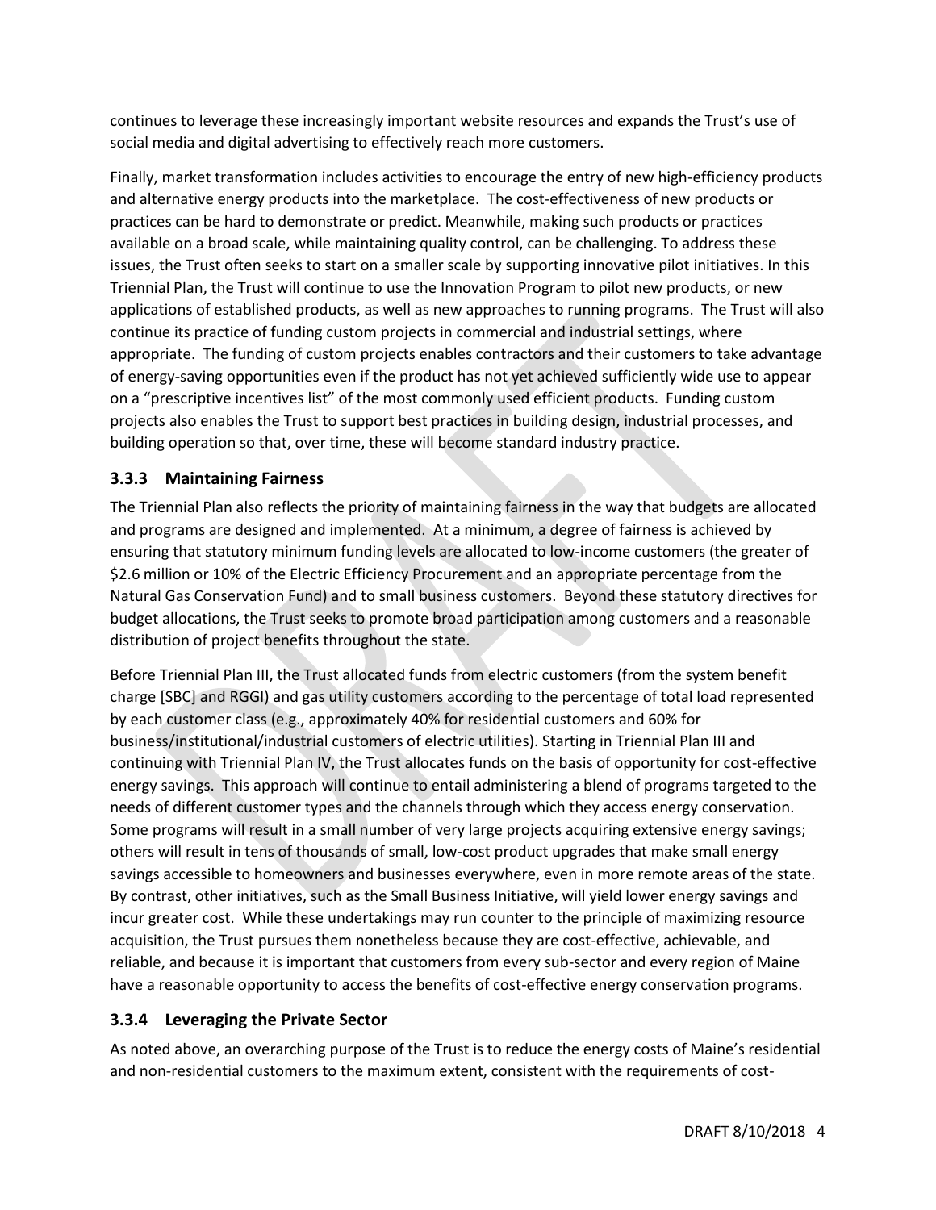continues to leverage these increasingly important website resources and expands the Trust's use of social media and digital advertising to effectively reach more customers.

Finally, market transformation includes activities to encourage the entry of new high-efficiency products and alternative energy products into the marketplace. The cost-effectiveness of new products or practices can be hard to demonstrate or predict. Meanwhile, making such products or practices available on a broad scale, while maintaining quality control, can be challenging. To address these issues, the Trust often seeks to start on a smaller scale by supporting innovative pilot initiatives. In this Triennial Plan, the Trust will continue to use the Innovation Program to pilot new products, or new applications of established products, as well as new approaches to running programs. The Trust will also continue its practice of funding custom projects in commercial and industrial settings, where appropriate. The funding of custom projects enables contractors and their customers to take advantage of energy-saving opportunities even if the product has not yet achieved sufficiently wide use to appear on a "prescriptive incentives list" of the most commonly used efficient products. Funding custom projects also enables the Trust to support best practices in building design, industrial processes, and building operation so that, over time, these will become standard industry practice.

### 3.3.3 Maintaining Fairness

The Triennial Plan also reflects the priority of maintaining fairness in the way that budgets are allocated and programs are designed and implemented. At a minimum, a degree of fairness is achieved by ensuring that statutory minimum funding levels are allocated to low-income customers (the greater of $2.6 million or 10% of the Electric Efficiency Procurement and an appropriate percentage from the Natural Gas Conservation Fund) and to small business customers. Beyond these statutory directives for budget allocations, the Trust seeks to promote broad participation among customers and a reasonable distribution of project benefits throughout the state.

Before Triennial Plan III, the Trust allocated funds from electric customers (from the system benefit charge [SBC] and RGGI) and gas utility customers according to the percentage of total load represented by each customer class (e.g., approximately 40% for residential customers and 60% for business/institutional/industrial customers of electric utilities). Starting in Triennial Plan III and continuing with Triennial Plan IV, the Trust allocates funds on the basis of opportunity for cost-effective energy savings. This approach will continue to entail administering a blend of programs targeted to the needs of different customer types and the channels through which they access energy conservation. Some programs will result in a small number of very large projects acquiring extensive energy savings; others will result in tens of thousands of small, low-cost product upgrades that make small energy savings accessible to homeowners and businesses everywhere, even in more remote areas of the state. By contrast, other initiatives, such as the Small Business Initiative, will yield lower energy savings and incur greater cost. While these undertakings may run counter to the principle of maximizing resource acquisition, the Trust pursues them nonetheless because they are cost-effective, achievable, and reliable, and because it is important that customers from every sub-sector and every region of Maine have a reasonable opportunity to access the benefits of cost-effective energy conservation programs.

### 3.3.4 Leveraging the Private Sector

As noted above, an overarching purpose of the Trust is to reduce the energy costs of Maine's residential and non-residential customers to the maximum extent, consistent with the requirements of cost-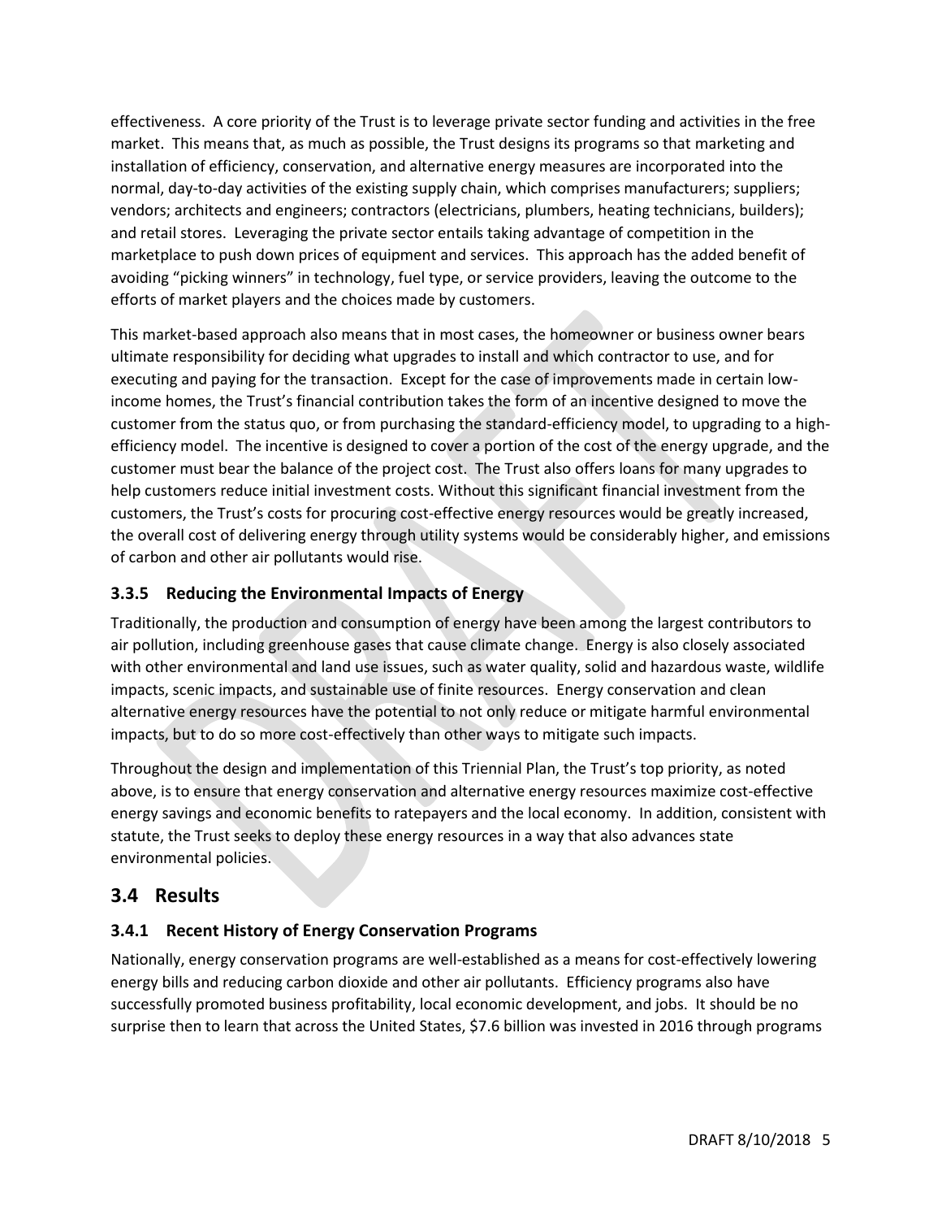effectiveness. A core priority of the Trust is to leverage private sector funding and activities in the free market. This means that, as much as possible, the Trust designs its programs so that marketing and installation of efficiency, conservation, and alternative energy measures are incorporated into the normal, day-to-day activities of the existing supply chain, which comprises manufacturers; suppliers; vendors; architects and engineers; contractors (electricians, plumbers, heating technicians, builders); and retail stores. Leveraging the private sector entails taking advantage of competition in the marketplace to push down prices of equipment and services. This approach has the added benefit of avoiding "picking winners" in technology, fuel type, or service providers, leaving the outcome to the efforts of market players and the choices made by customers.

This market-based approach also means that in most cases, the homeowner or business owner bears ultimate responsibility for deciding what upgrades to install and which contractor to use, and for executing and paying for the transaction. Except for the case of improvements made in certain low-income homes, the Trust's financial contribution takes the form of an incentive designed to move the customer from the status quo, or from purchasing the standard-efficiency model, to upgrading to a high-efficiency model. The incentive is designed to cover a portion of the cost of the energy upgrade, and the customer must bear the balance of the project cost. The Trust also offers loans for many upgrades to help customers reduce initial investment costs. Without this significant financial investment from the customers, the Trust's costs for procuring cost-effective energy resources would be greatly increased, the overall cost of delivering energy through utility systems would be considerably higher, and emissions of carbon and other air pollutants would rise.

### 3.3.5 Reducing the Environmental Impacts of Energy

Traditionally, the production and consumption of energy have been among the largest contributors to air pollution, including greenhouse gases that cause climate change. Energy is also closely associated with other environmental and land use issues, such as water quality, solid and hazardous waste, wildlife impacts, scenic impacts, and sustainable use of finite resources. Energy conservation and clean alternative energy resources have the potential to not only reduce or mitigate harmful environmental impacts, but to do so more cost-effectively than other ways to mitigate such impacts.

Throughout the design and implementation of this Triennial Plan, the Trust's top priority, as noted above, is to ensure that energy conservation and alternative energy resources maximize cost-effective energy savings and economic benefits to ratepayers and the local economy. In addition, consistent with statute, the Trust seeks to deploy these energy resources in a way that also advances state environmental policies.

## 3.4 Results

### 3.4.1 Recent History of Energy Conservation Programs

Nationally, energy conservation programs are well-established as a means for cost-effectively lowering energy bills and reducing carbon dioxide and other air pollutants. Efficiency programs also have successfully promoted business profitability, local economic development, and jobs. It should be no surprise then to learn that across the United States, $7.6 billion was invested in 2016 through programs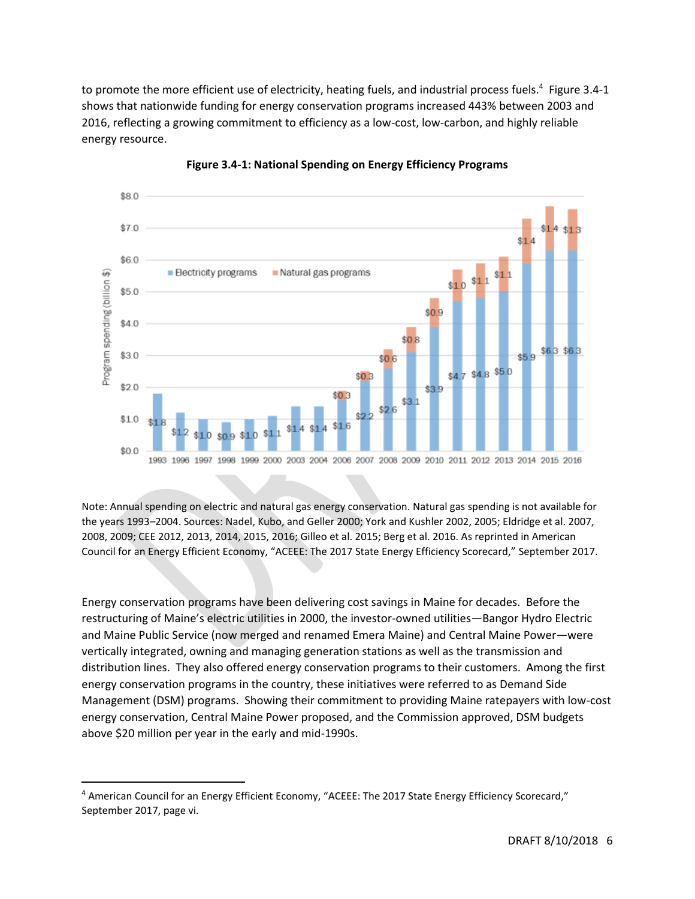to promote the more efficient use of electricity, heating fuels, and industrial process fuels.[4] Figure 3.4-1 shows that nationwide funding for energy conservation programs increased 443% between 2003 and 2016, reflecting a growing commitment to efficiency as a low-cost, low-carbon, and highly reliable energy resource.

**Figure 3.4-1: National Spending on Energy Efficiency Programs**

Note: Annual spending on electric and natural gas energy conservation. Natural gas spending is not available for the years 1993–2004. Sources: Nadel, Kubo, and Geller 2000; York and Kushler 2002, 2005; Eldridge et al. 2007, 2008, 2009; CEE 2012, 2013, 2014, 2015, 2016; Gilleo et al. 2015; Berg et al. 2016. As reprinted in American Council for an Energy Efficient Economy, "ACEEE: The 2017 State Energy Efficiency Scorecard," September 2017.

Energy conservation programs have been delivering cost savings in Maine for decades. Before the restructuring of Maine's electric utilities in 2000, the investor-owned utilities—Bangor Hydro Electric and Maine Public Service (now merged and renamed Emera Maine) and Central Maine Power—were vertically integrated, owning and managing generation stations as well as the transmission and distribution lines. They also offered energy conservation programs to their customers. Among the first energy conservation programs in the country, these initiatives were referred to as Demand Side Management (DSM) programs. Showing their commitment to providing Maine ratepayers with low-cost energy conservation, Central Maine Power proposed, and the Commission approved, DSM budgets above $20 million per year in the early and mid-1990s.

---

[4] American Council for an Energy Efficient Economy, "ACEEE: The 2017 State Energy Efficiency Scorecard," September 2017, page vi.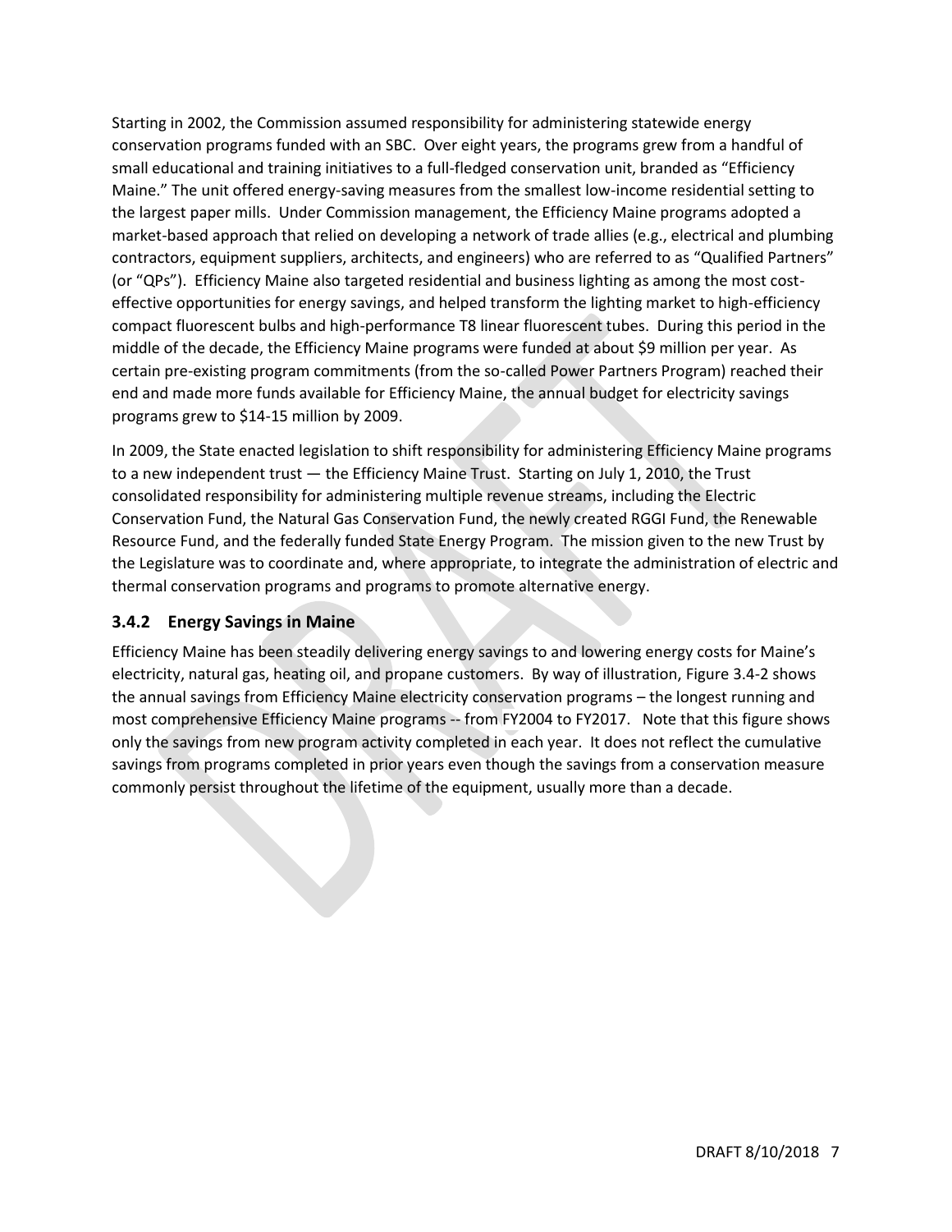Starting in 2002, the Commission assumed responsibility for administering statewide energy conservation programs funded with an SBC. Over eight years, the programs grew from a handful of small educational and training initiatives to a full-fledged conservation unit, branded as "Efficiency Maine." The unit offered energy-saving measures from the smallest low-income residential setting to the largest paper mills. Under Commission management, the Efficiency Maine programs adopted a market-based approach that relied on developing a network of trade allies (e.g., electrical and plumbing contractors, equipment suppliers, architects, and engineers) who are referred to as "Qualified Partners" (or "QPs"). Efficiency Maine also targeted residential and business lighting as among the most cost-effective opportunities for energy savings, and helped transform the lighting market to high-efficiency compact fluorescent bulbs and high-performance T8 linear fluorescent tubes. During this period in the middle of the decade, the Efficiency Maine programs were funded at about $9 million per year. As certain pre-existing program commitments (from the so-called Power Partners Program) reached their end and made more funds available for Efficiency Maine, the annual budget for electricity savings programs grew to $14-15 million by 2009.

In 2009, the State enacted legislation to shift responsibility for administering Efficiency Maine programs to a new independent trust — the Efficiency Maine Trust. Starting on July 1, 2010, the Trust consolidated responsibility for administering multiple revenue streams, including the Electric Conservation Fund, the Natural Gas Conservation Fund, the newly created RGGI Fund, the Renewable Resource Fund, and the federally funded State Energy Program. The mission given to the new Trust by the Legislature was to coordinate and, where appropriate, to integrate the administration of electric and thermal conservation programs and programs to promote alternative energy.

### 3.4.2 Energy Savings in Maine

Efficiency Maine has been steadily delivering energy savings to and lowering energy costs for Maine's electricity, natural gas, heating oil, and propane customers. By way of illustration, Figure 3.4-2 shows the annual savings from Efficiency Maine electricity conservation programs – the longest running and most comprehensive Efficiency Maine programs -- from FY2004 to FY2017. Note that this figure shows only the savings from new program activity completed in each year. It does not reflect the cumulative savings from programs completed in prior years even though the savings from a conservation measure commonly persist throughout the lifetime of the equipment, usually more than a decade.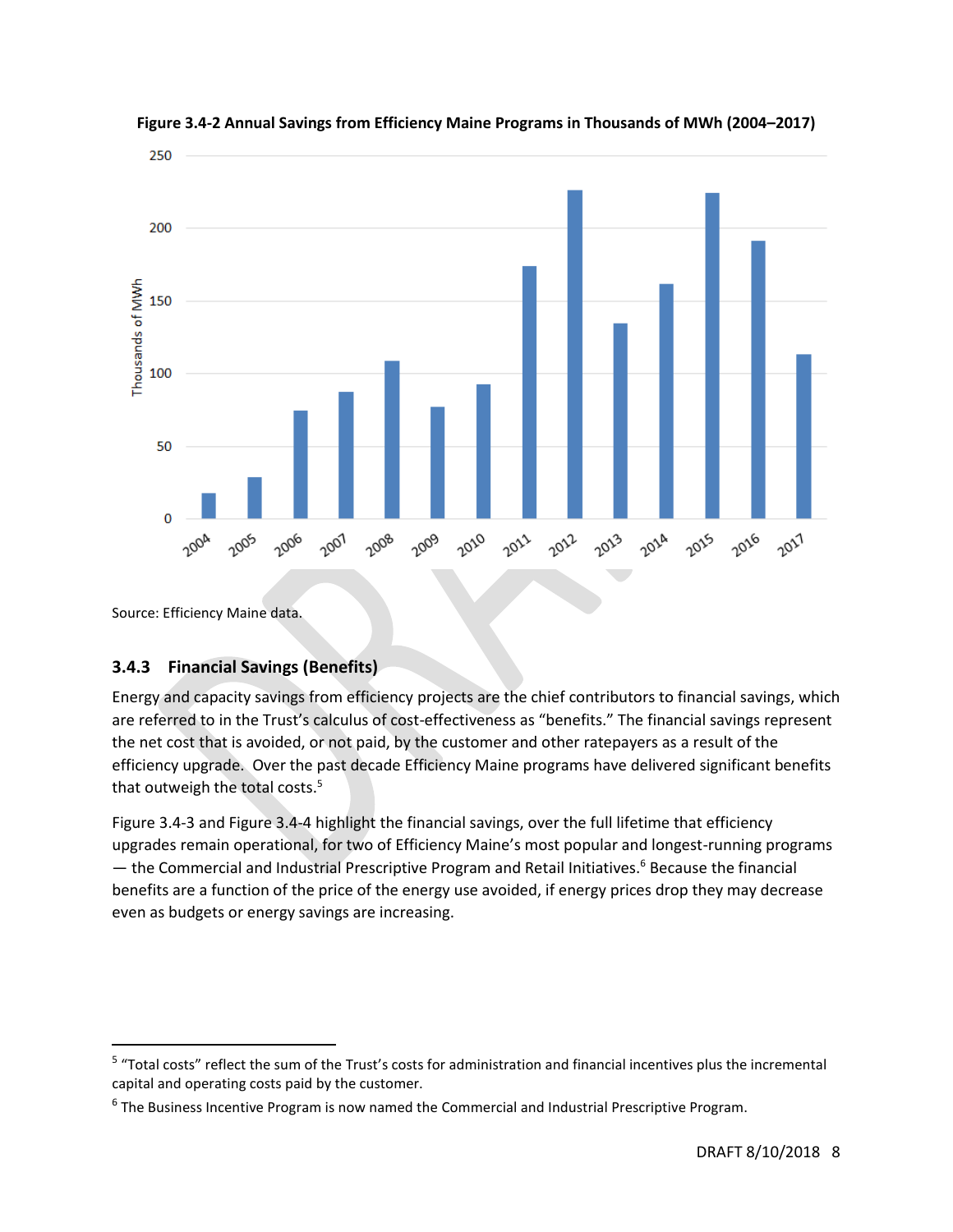**Figure 3.4-2 Annual Savings from Efficiency Maine Programs in Thousands of MWh (2004–2017)**

Source: Efficiency Maine data.

### 3.4.3 Financial Savings (Benefits)

Energy and capacity savings from efficiency projects are the chief contributors to financial savings, which are referred to in the Trust's calculus of cost-effectiveness as "benefits." The financial savings represent the net cost that is avoided, or not paid, by the customer and other ratepayers as a result of the efficiency upgrade. Over the past decade Efficiency Maine programs have delivered significant benefits that outweigh the total costs.[5]

Figure 3.4-3 and Figure 3.4-4 highlight the financial savings, over the full lifetime that efficiency upgrades remain operational, for two of Efficiency Maine's most popular and longest-running programs — the Commercial and Industrial Prescriptive Program and Retail Initiatives.[6] Because the financial benefits are a function of the price of the energy use avoided, if energy prices drop they may decrease even as budgets or energy savings are increasing.

---

[5] "Total costs" reflect the sum of the Trust's costs for administration and financial incentives plus the incremental capital and operating costs paid by the customer.

[6] The Business Incentive Program is now named the Commercial and Industrial Prescriptive Program.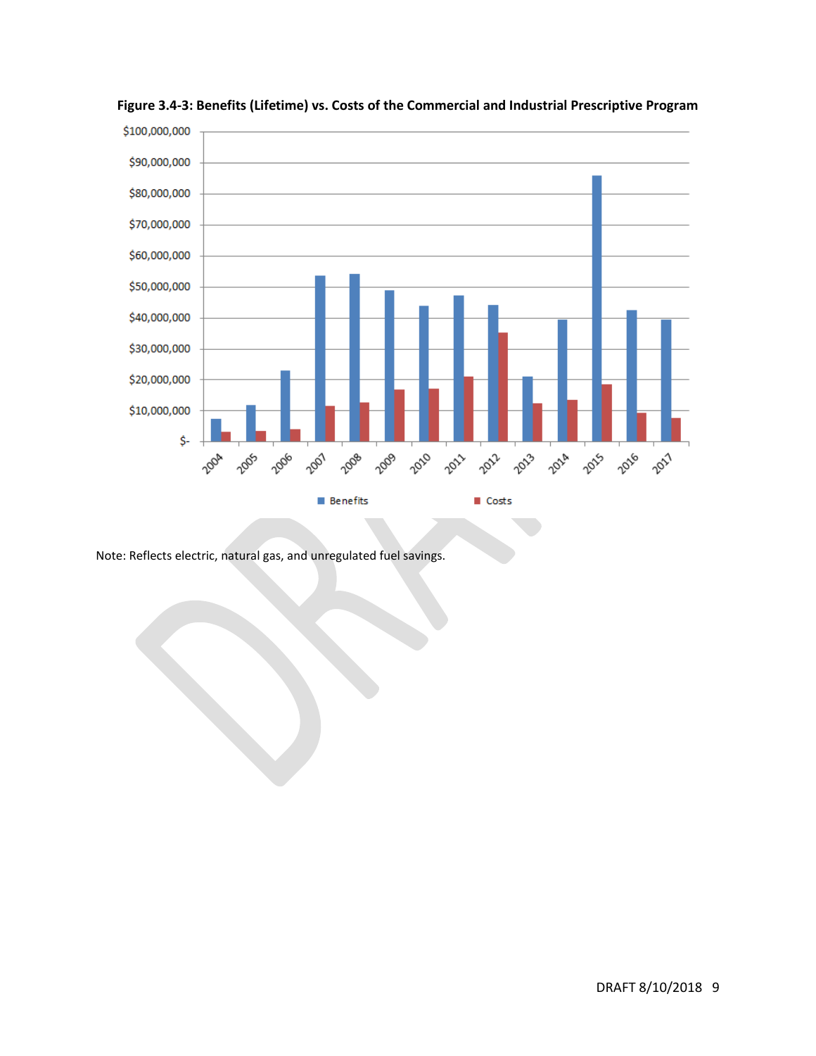**Figure 3.4-3: Benefits (Lifetime) vs. Costs of the Commercial and Industrial Prescriptive Program**

Note: Reflects electric, natural gas, and unregulated fuel savings.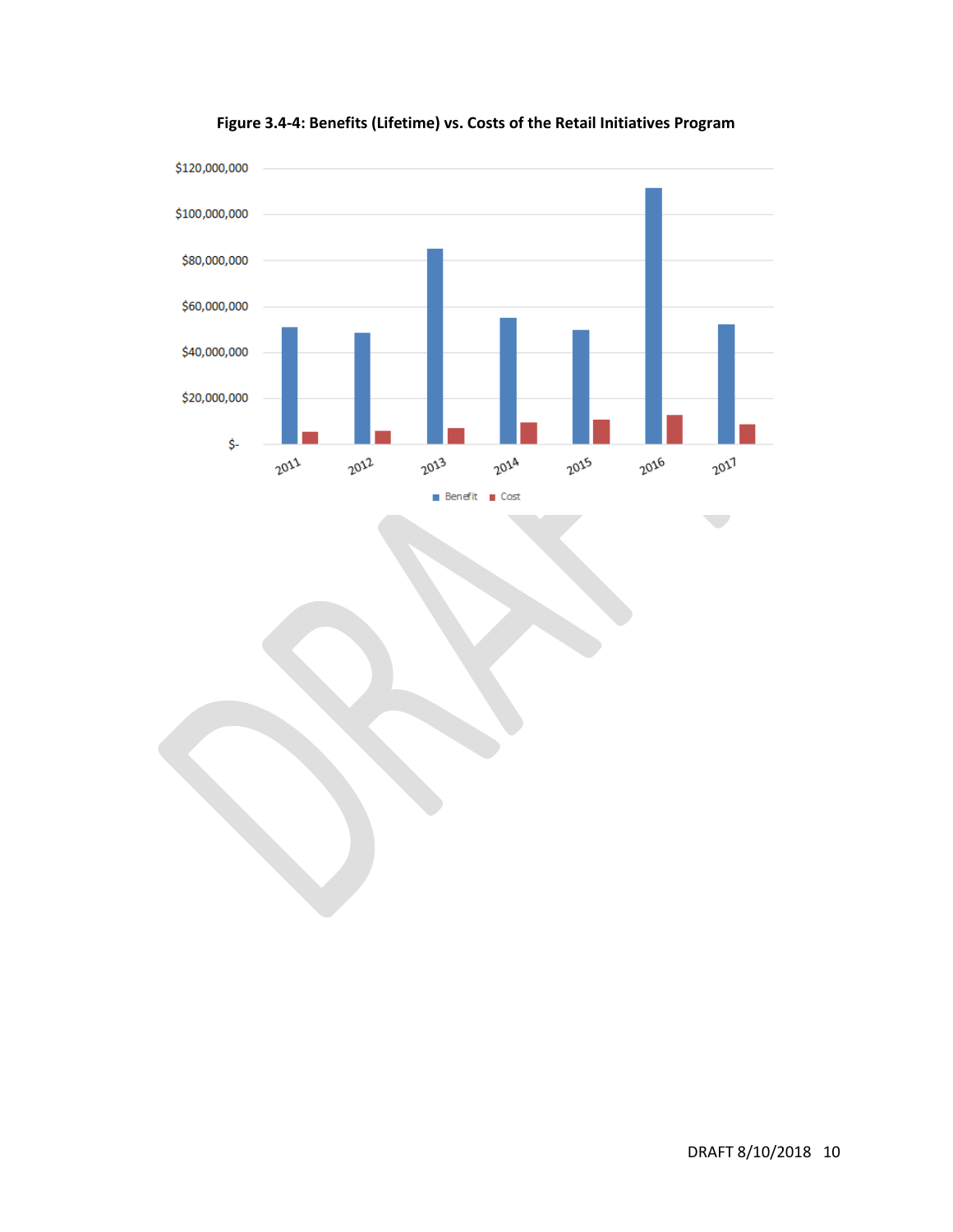**Figure 3.4-4: Benefits (Lifetime) vs. Costs of the Retail Initiatives Program**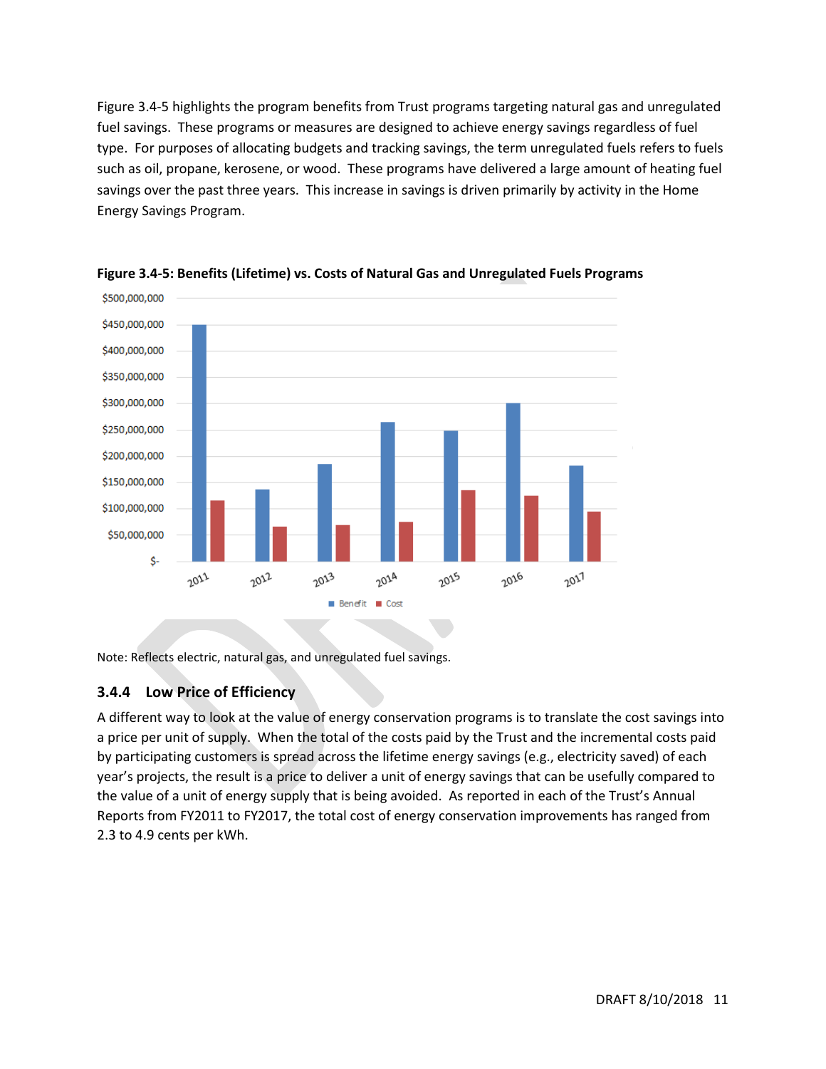Figure 3.4-5 highlights the program benefits from Trust programs targeting natural gas and unregulated fuel savings. These programs or measures are designed to achieve energy savings regardless of fuel type. For purposes of allocating budgets and tracking savings, the term unregulated fuels refers to fuels such as oil, propane, kerosene, or wood. These programs have delivered a large amount of heating fuel savings over the past three years. This increase in savings is driven primarily by activity in the Home Energy Savings Program.

**Figure 3.4-5: Benefits (Lifetime) vs. Costs of Natural Gas and Unregulated Fuels Programs**

Note: Reflects electric, natural gas, and unregulated fuel savings.

### 3.4.4 Low Price of Efficiency

A different way to look at the value of energy conservation programs is to translate the cost savings into a price per unit of supply. When the total of the costs paid by the Trust and the incremental costs paid by participating customers is spread across the lifetime energy savings (e.g., electricity saved) of each year's projects, the result is a price to deliver a unit of energy savings that can be usefully compared to the value of a unit of energy supply that is being avoided. As reported in each of the Trust's Annual Reports from FY2011 to FY2017, the total cost of energy conservation improvements has ranged from 2.3 to 4.9 cents per kWh.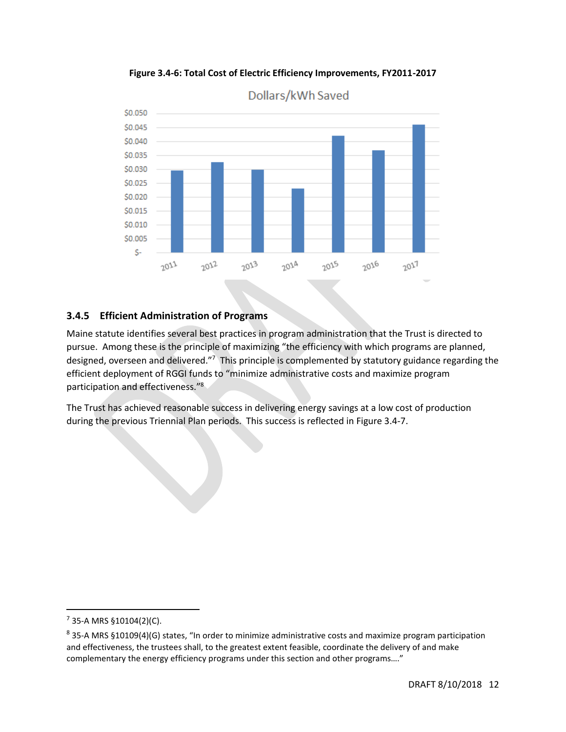**Figure 3.4-6: Total Cost of Electric Efficiency Improvements, FY2011-2017**

### 3.4.5 Efficient Administration of Programs

Maine statute identifies several best practices in program administration that the Trust is directed to pursue. Among these is the principle of maximizing "the efficiency with which programs are planned, designed, overseen and delivered."[7] This principle is complemented by statutory guidance regarding the efficient deployment of RGGI funds to "minimize administrative costs and maximize program participation and effectiveness."[8]

The Trust has achieved reasonable success in delivering energy savings at a low cost of production during the previous Triennial Plan periods. This success is reflected in Figure 3.4-7.

---

[7] 35-A MRS §10104(2)(C).

[8] 35-A MRS §10109(4)(G) states, "In order to minimize administrative costs and maximize program participation and effectiveness, the trustees shall, to the greatest extent feasible, coordinate the delivery of and make complementary the energy efficiency programs under this section and other programs…."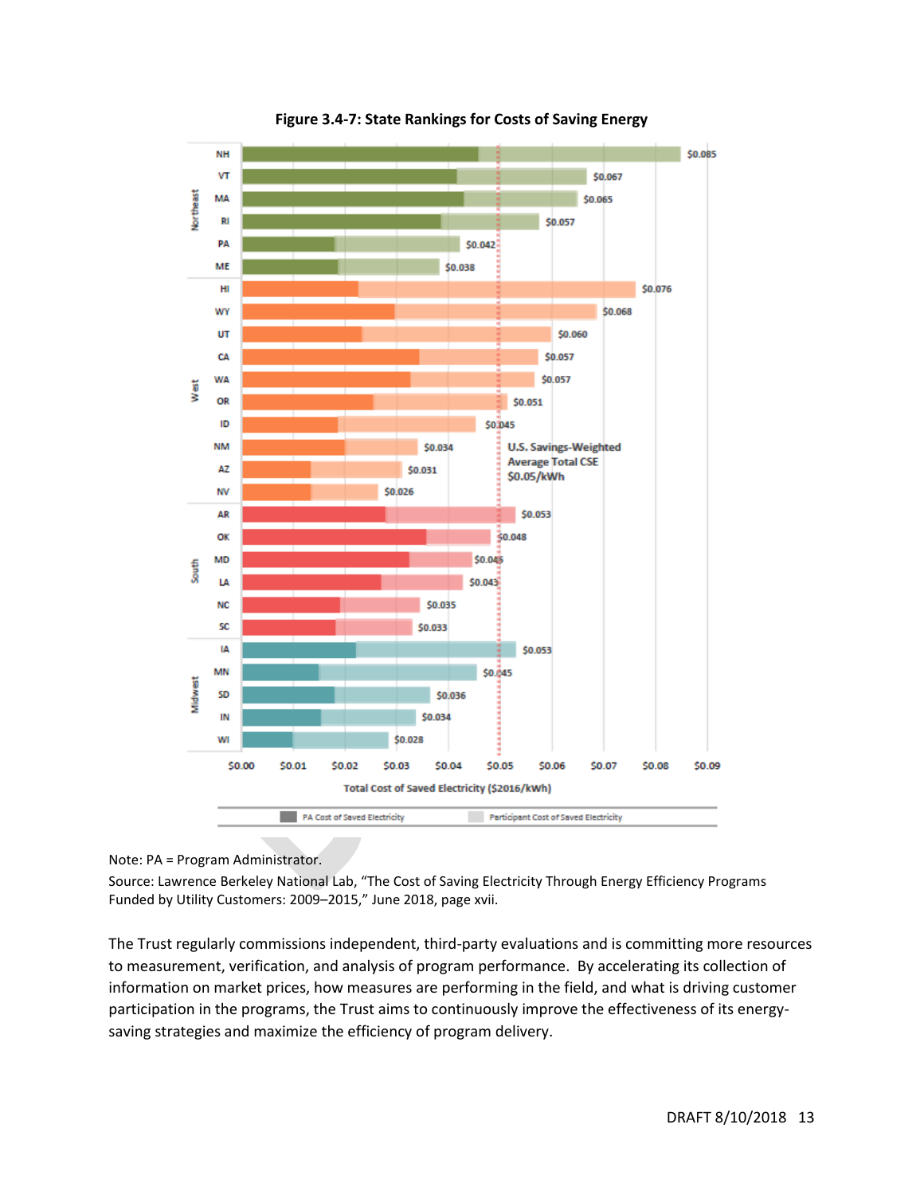**Figure 3.4-7: State Rankings for Costs of Saving Energy**

Northeast
NH $0.085
VT $0.067
MA $0.065
RI $0.057
PA $0.042
ME $0.038

West
HI $0.076
WY $0.068
UT $0.060
CA $0.057
WA $0.057
OR $0.051
ID $0.045
NM $0.034
AZ $0.031
NV $0.026

South
AR $0.053
OK $0.048
MD $0.045
LA $0.043
NC $0.035
SC $0.033

Midwest
IA $0.053
MN $0.045
SD $0.036
IN $0.034
WI $0.028

U.S. Savings-Weighted Average Total CSE $0.05/kWh

$0.00 $0.01 $0.02 $0.03 $0.04 $0.05 $0.06 $0.07 $0.08 $0.09

Total Cost of Saved Electricity ($2016/kWh)

PA Cost of Saved Electricity
Participant Cost of Saved Electricity

Note: PA = Program Administrator.
Source: Lawrence Berkeley National Lab, "The Cost of Saving Electricity Through Energy Efficiency Programs Funded by Utility Customers: 2009–2015," June 2018, page xvii.

The Trust regularly commissions independent, third-party evaluations and is committing more resources to measurement, verification, and analysis of program performance. By accelerating its collection of information on market prices, how measures are performing in the field, and what is driving customer participation in the programs, the Trust aims to continuously improve the effectiveness of its energy-saving strategies and maximize the efficiency of program delivery.